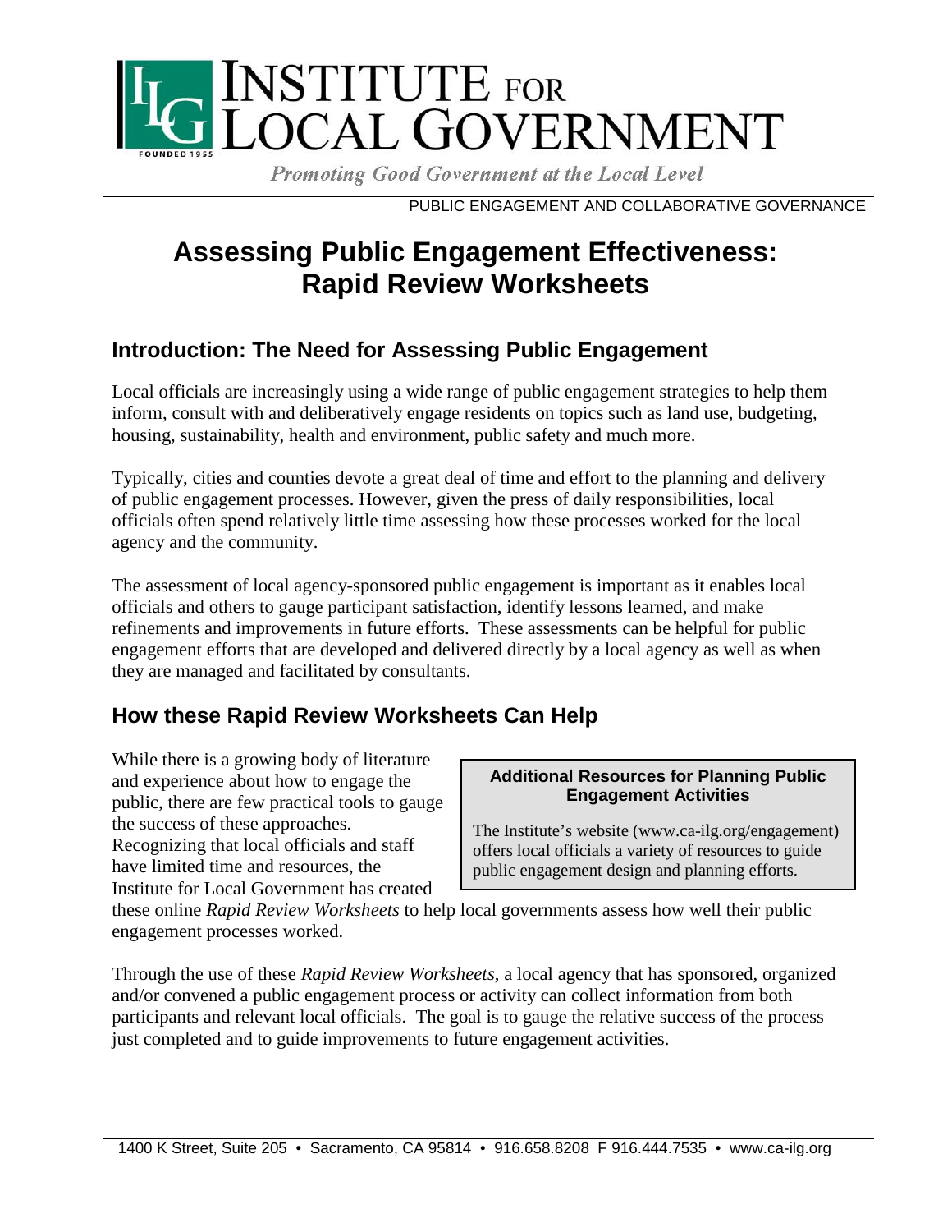# INSTITUTE FOR LOCAL GOVERNMENT

*Promoting Good Government at the Local Level*

PUBLIC ENGAGEMENT AND COLLABORATIVE GOVERNANCE

# Assessing Public Engagement Effectiveness: Rapid Review Worksheets

## Introduction: The Need for Assessing Public Engagement

Local officials are increasingly using a wide range of public engagement strategies to help them inform, consult with and deliberatively engage residents on topics such as land use, budgeting, housing, sustainability, health and environment, public safety and much more.

Typically, cities and counties devote a great deal of time and effort to the planning and delivery of public engagement processes. However, given the press of daily responsibilities, local officials often spend relatively little time assessing how these processes worked for the local agency and the community.

The assessment of local agency-sponsored public engagement is important as it enables local officials and others to gauge participant satisfaction, identify lessons learned, and make refinements and improvements in future efforts. These assessments can be helpful for public engagement efforts that are developed and delivered directly by a local agency as well as when they are managed and facilitated by consultants.

## How these Rapid Review Worksheets Can Help

While there is a growing body of literature and experience about how to engage the public, there are few practical tools to gauge the success of these approaches. Recognizing that local officials and staff have limited time and resources, the Institute for Local Government has created these online *Rapid Review Worksheets* to help local governments assess how well their public engagement processes worked.

> **Additional Resources for Planning Public Engagement Activities**
>
> The Institute's website (www.ca-ilg.org/engagement) offers local officials a variety of resources to guide public engagement design and planning efforts.

Through the use of these *Rapid Review Worksheets*, a local agency that has sponsored, organized and/or convened a public engagement process or activity can collect information from both participants and relevant local officials. The goal is to gauge the relative success of the process just completed and to guide improvements to future engagement activities.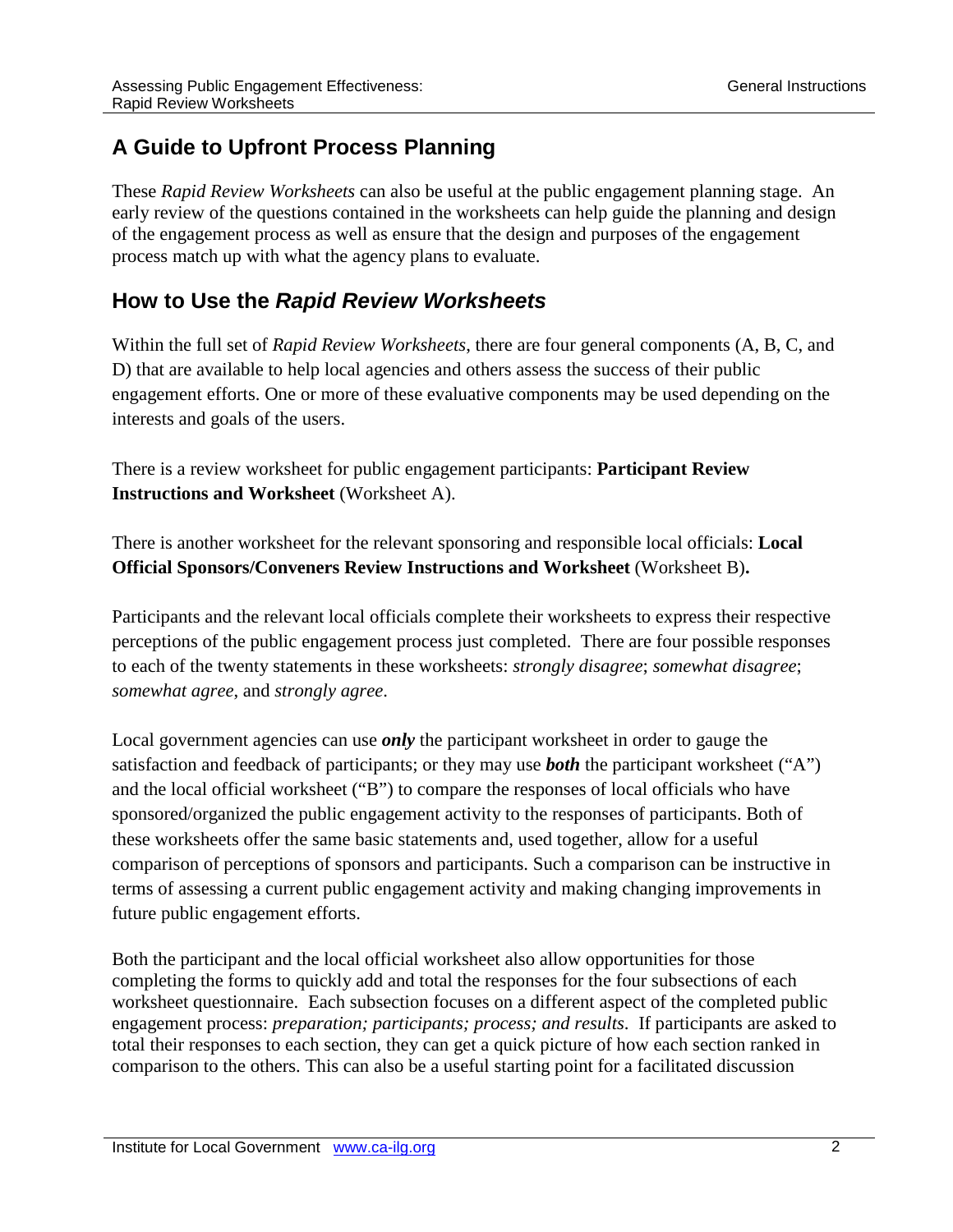## A Guide to Upfront Process Planning

These *Rapid Review Worksheets* can also be useful at the public engagement planning stage. An early review of the questions contained in the worksheets can help guide the planning and design of the engagement process as well as ensure that the design and purposes of the engagement process match up with what the agency plans to evaluate.

## How to Use the *Rapid Review Worksheets*

Within the full set of *Rapid Review Worksheets*, there are four general components (A, B, C, and D) that are available to help local agencies and others assess the success of their public engagement efforts. One or more of these evaluative components may be used depending on the interests and goals of the users.

There is a review worksheet for public engagement participants: **Participant Review Instructions and Worksheet** (Worksheet A).

There is another worksheet for the relevant sponsoring and responsible local officials: **Local Official Sponsors/Conveners Review Instructions and Worksheet** (Worksheet B)**.**

Participants and the relevant local officials complete their worksheets to express their respective perceptions of the public engagement process just completed. There are four possible responses to each of the twenty statements in these worksheets: *strongly disagree*; *somewhat disagree*; *somewhat agree*, and *strongly agree*.

Local government agencies can use ***only*** the participant worksheet in order to gauge the satisfaction and feedback of participants; or they may use ***both*** the participant worksheet ("A") and the local official worksheet ("B") to compare the responses of local officials who have sponsored/organized the public engagement activity to the responses of participants. Both of these worksheets offer the same basic statements and, used together, allow for a useful comparison of perceptions of sponsors and participants. Such a comparison can be instructive in terms of assessing a current public engagement activity and making changing improvements in future public engagement efforts.

Both the participant and the local official worksheet also allow opportunities for those completing the forms to quickly add and total the responses for the four subsections of each worksheet questionnaire. Each subsection focuses on a different aspect of the completed public engagement process: *preparation; participants; process; and results*. If participants are asked to total their responses to each section, they can get a quick picture of how each section ranked in comparison to the others. This can also be a useful starting point for a facilitated discussion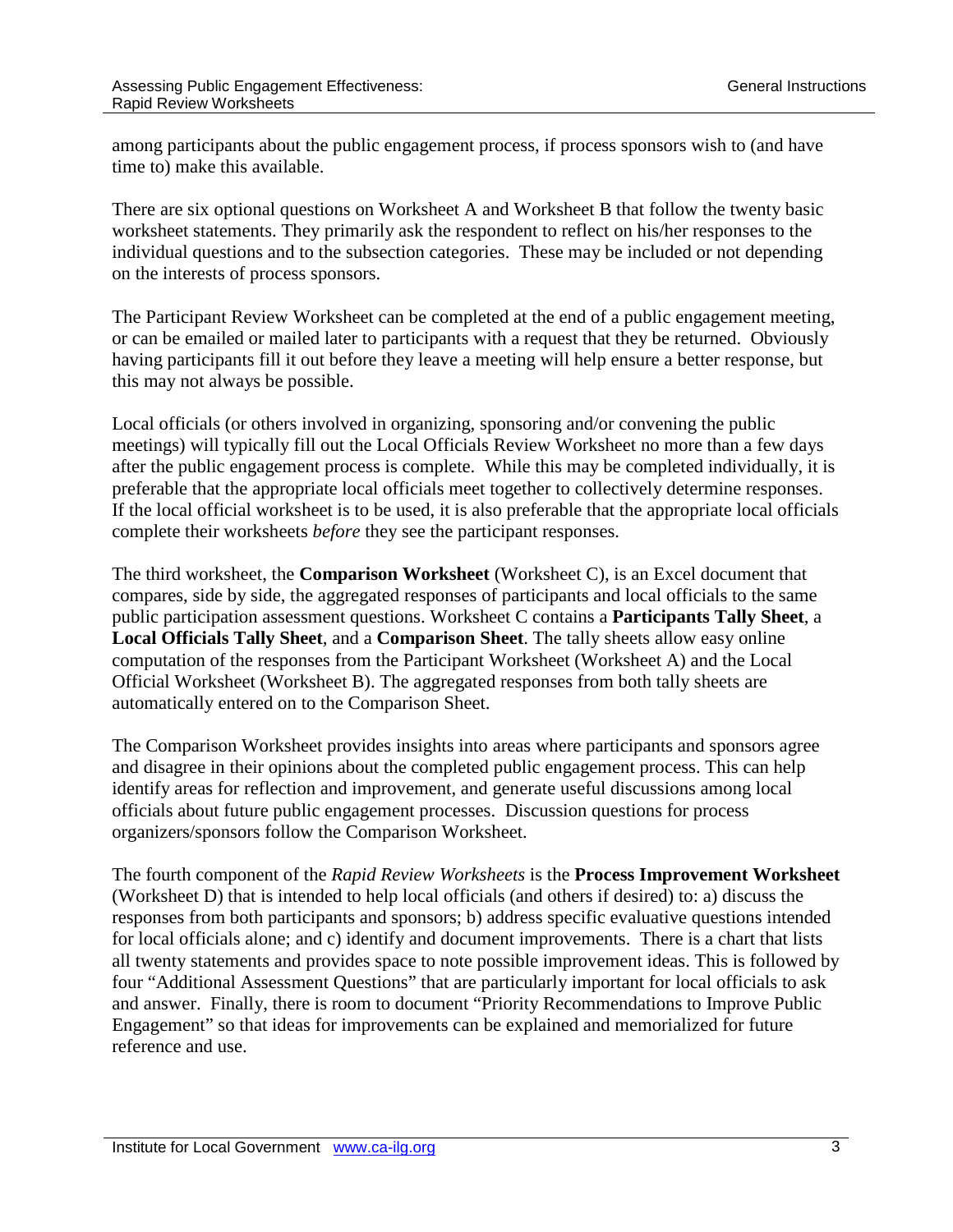among participants about the public engagement process, if process sponsors wish to (and have time to) make this available.

There are six optional questions on Worksheet A and Worksheet B that follow the twenty basic worksheet statements. They primarily ask the respondent to reflect on his/her responses to the individual questions and to the subsection categories. These may be included or not depending on the interests of process sponsors.

The Participant Review Worksheet can be completed at the end of a public engagement meeting, or can be emailed or mailed later to participants with a request that they be returned. Obviously having participants fill it out before they leave a meeting will help ensure a better response, but this may not always be possible.

Local officials (or others involved in organizing, sponsoring and/or convening the public meetings) will typically fill out the Local Officials Review Worksheet no more than a few days after the public engagement process is complete. While this may be completed individually, it is preferable that the appropriate local officials meet together to collectively determine responses. If the local official worksheet is to be used, it is also preferable that the appropriate local officials complete their worksheets *before* they see the participant responses.

The third worksheet, the **Comparison Worksheet** (Worksheet C), is an Excel document that compares, side by side, the aggregated responses of participants and local officials to the same public participation assessment questions. Worksheet C contains a **Participants Tally Sheet**, a **Local Officials Tally Sheet**, and a **Comparison Sheet**. The tally sheets allow easy online computation of the responses from the Participant Worksheet (Worksheet A) and the Local Official Worksheet (Worksheet B). The aggregated responses from both tally sheets are automatically entered on to the Comparison Sheet.

The Comparison Worksheet provides insights into areas where participants and sponsors agree and disagree in their opinions about the completed public engagement process. This can help identify areas for reflection and improvement, and generate useful discussions among local officials about future public engagement processes. Discussion questions for process organizers/sponsors follow the Comparison Worksheet.

The fourth component of the *Rapid Review Worksheets* is the **Process Improvement Worksheet** (Worksheet D) that is intended to help local officials (and others if desired) to: a) discuss the responses from both participants and sponsors; b) address specific evaluative questions intended for local officials alone; and c) identify and document improvements. There is a chart that lists all twenty statements and provides space to note possible improvement ideas. This is followed by four "Additional Assessment Questions" that are particularly important for local officials to ask and answer. Finally, there is room to document "Priority Recommendations to Improve Public Engagement" so that ideas for improvements can be explained and memorialized for future reference and use.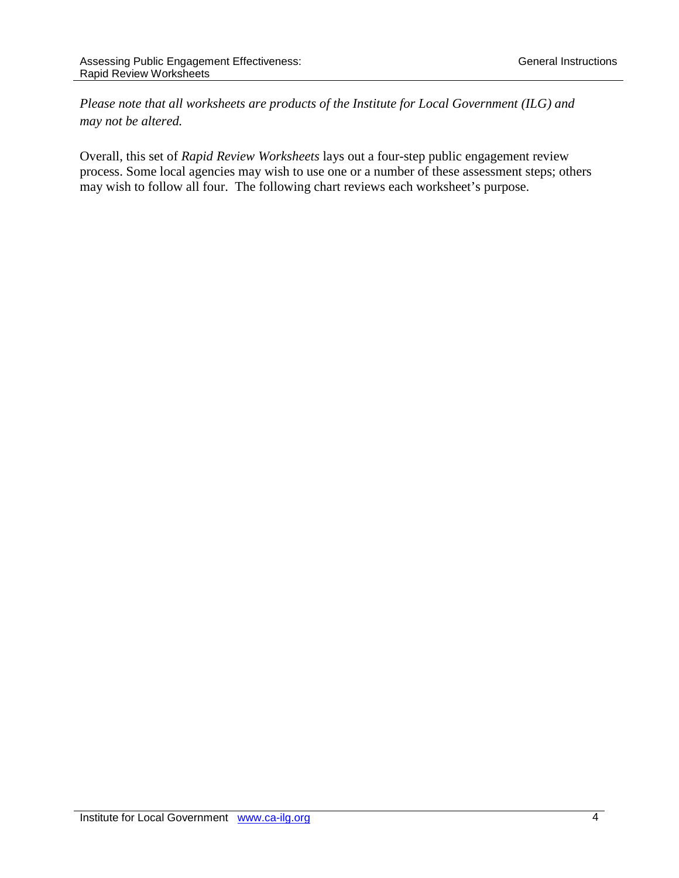*Please note that all worksheets are products of the Institute for Local Government (ILG) and may not be altered.*

Overall, this set of *Rapid Review Worksheets* lays out a four-step public engagement review process. Some local agencies may wish to use one or a number of these assessment steps; others may wish to follow all four. The following chart reviews each worksheet's purpose.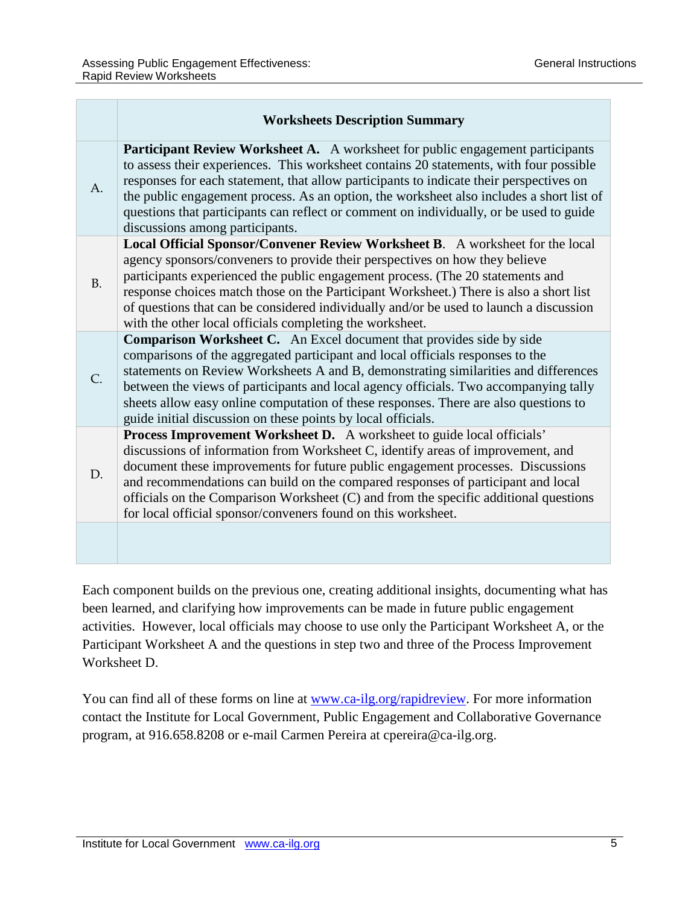| | **Worksheets Description Summary** |
|---|---|
| A. | **Participant Review Worksheet A.** A worksheet for public engagement participants to assess their experiences. This worksheet contains 20 statements, with four possible responses for each statement, that allow participants to indicate their perspectives on the public engagement process. As an option, the worksheet also includes a short list of questions that participants can reflect or comment on individually, or be used to guide discussions among participants. |
| B. | **Local Official Sponsor/Convener Review Worksheet B**. A worksheet for the local agency sponsors/conveners to provide their perspectives on how they believe participants experienced the public engagement process. (The 20 statements and response choices match those on the Participant Worksheet.) There is also a short list of questions that can be considered individually and/or be used to launch a discussion with the other local officials completing the worksheet. |
| C. | **Comparison Worksheet C.** An Excel document that provides side by side comparisons of the aggregated participant and local officials responses to the statements on Review Worksheets A and B, demonstrating similarities and differences between the views of participants and local agency officials. Two accompanying tally sheets allow easy online computation of these responses. There are also questions to guide initial discussion on these points by local officials. |
| D. | **Process Improvement Worksheet D.** A worksheet to guide local officials' discussions of information from Worksheet C, identify areas of improvement, and document these improvements for future public engagement processes. Discussions and recommendations can build on the compared responses of participant and local officials on the Comparison Worksheet (C) and from the specific additional questions for local official sponsor/conveners found on this worksheet. |
| | |

Each component builds on the previous one, creating additional insights, documenting what has been learned, and clarifying how improvements can be made in future public engagement activities. However, local officials may choose to use only the Participant Worksheet A, or the Participant Worksheet A and the questions in step two and three of the Process Improvement Worksheet D.

You can find all of these forms on line at [www.ca-ilg.org/rapidreview](http://www.ca-ilg.org/rapidreview). For more information contact the Institute for Local Government, Public Engagement and Collaborative Governance program, at 916.658.8208 or e-mail Carmen Pereira at cpereira@ca-ilg.org.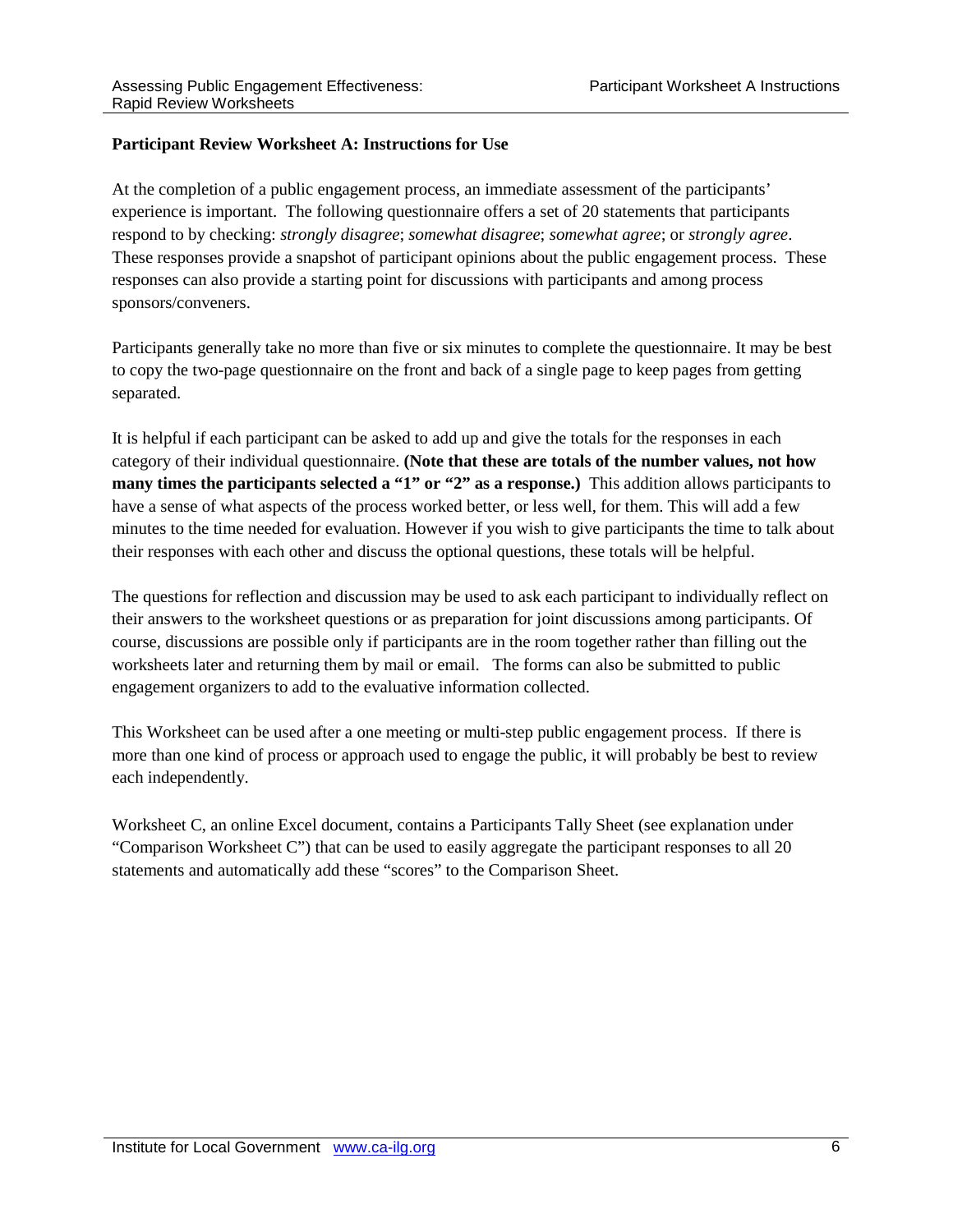**Participant Review Worksheet A: Instructions for Use**

At the completion of a public engagement process, an immediate assessment of the participants' experience is important. The following questionnaire offers a set of 20 statements that participants respond to by checking: *strongly disagree*; *somewhat disagree*; *somewhat agree*; or *strongly agree*. These responses provide a snapshot of participant opinions about the public engagement process. These responses can also provide a starting point for discussions with participants and among process sponsors/conveners.

Participants generally take no more than five or six minutes to complete the questionnaire. It may be best to copy the two-page questionnaire on the front and back of a single page to keep pages from getting separated.

It is helpful if each participant can be asked to add up and give the totals for the responses in each category of their individual questionnaire. **(Note that these are totals of the number values, not how many times the participants selected a "1" or "2" as a response.)** This addition allows participants to have a sense of what aspects of the process worked better, or less well, for them. This will add a few minutes to the time needed for evaluation. However if you wish to give participants the time to talk about their responses with each other and discuss the optional questions, these totals will be helpful.

The questions for reflection and discussion may be used to ask each participant to individually reflect on their answers to the worksheet questions or as preparation for joint discussions among participants. Of course, discussions are possible only if participants are in the room together rather than filling out the worksheets later and returning them by mail or email. The forms can also be submitted to public engagement organizers to add to the evaluative information collected.

This Worksheet can be used after a one meeting or multi-step public engagement process. If there is more than one kind of process or approach used to engage the public, it will probably be best to review each independently.

Worksheet C, an online Excel document, contains a Participants Tally Sheet (see explanation under "Comparison Worksheet C") that can be used to easily aggregate the participant responses to all 20 statements and automatically add these "scores" to the Comparison Sheet.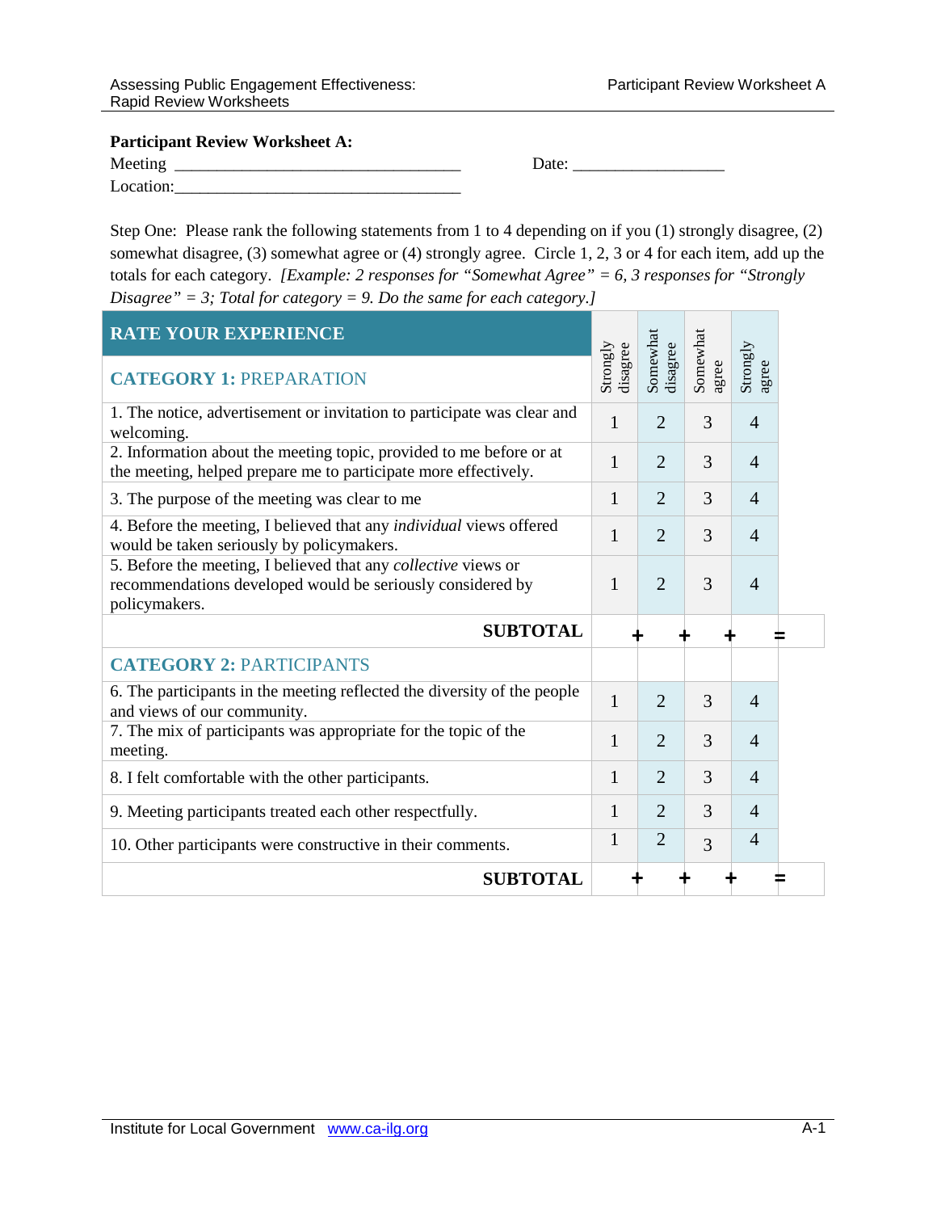**Participant Review Worksheet A:**

Meeting \_\_\_\_\_\_\_\_\_\_\_\_\_\_\_\_\_\_\_\_\_\_\_\_\_\_\_\_\_\_\_\_\_\_\_ Date: \_\_\_\_\_\_\_\_\_\_\_\_\_\_\_\_\_\_

Location:\_\_\_\_\_\_\_\_\_\_\_\_\_\_\_\_\_\_\_\_\_\_\_\_\_\_\_\_\_\_\_\_\_\_\_

Step One: Please rank the following statements from 1 to 4 depending on if you (1) strongly disagree, (2) somewhat disagree, (3) somewhat agree or (4) strongly agree. Circle 1, 2, 3 or 4 for each item, add up the totals for each category. *[Example: 2 responses for "Somewhat Agree" = 6, 3 responses for "Strongly Disagree" = 3; Total for category = 9. Do the same for each category.]*

| **RATE YOUR EXPERIENCE** | Strongly disagree | Somewhat disagree | Somewhat agree | Strongly agree | |
|---|---|---|---|---|---|
| **CATEGORY 1:** PREPARATION | | | | | |
| 1. The notice, advertisement or invitation to participate was clear and welcoming. | 1 | 2 | 3 | 4 | |
| 2. Information about the meeting topic, provided to me before or at the meeting, helped prepare me to participate more effectively. | 1 | 2 | 3 | 4 | |
| 3. The purpose of the meeting was clear to me | 1 | 2 | 3 | 4 | |
| 4. Before the meeting, I believed that any *individual* views offered would be taken seriously by policymakers. | 1 | 2 | 3 | 4 | |
| 5. Before the meeting, I believed that any *collective* views or recommendations developed would be seriously considered by policymakers. | 1 | 2 | 3 | 4 | |
| **SUBTOTAL** | + | + | + | = | |
| **CATEGORY 2:** PARTICIPANTS | | | | | |
| 6. The participants in the meeting reflected the diversity of the people and views of our community. | 1 | 2 | 3 | 4 | |
| 7. The mix of participants was appropriate for the topic of the meeting. | 1 | 2 | 3 | 4 | |
| 8. I felt comfortable with the other participants. | 1 | 2 | 3 | 4 | |
| 9. Meeting participants treated each other respectfully. | 1 | 2 | 3 | 4 | |
| 10. Other participants were constructive in their comments. | 1 | 2 | 3 | 4 | |
| **SUBTOTAL** | + | + | + | = | |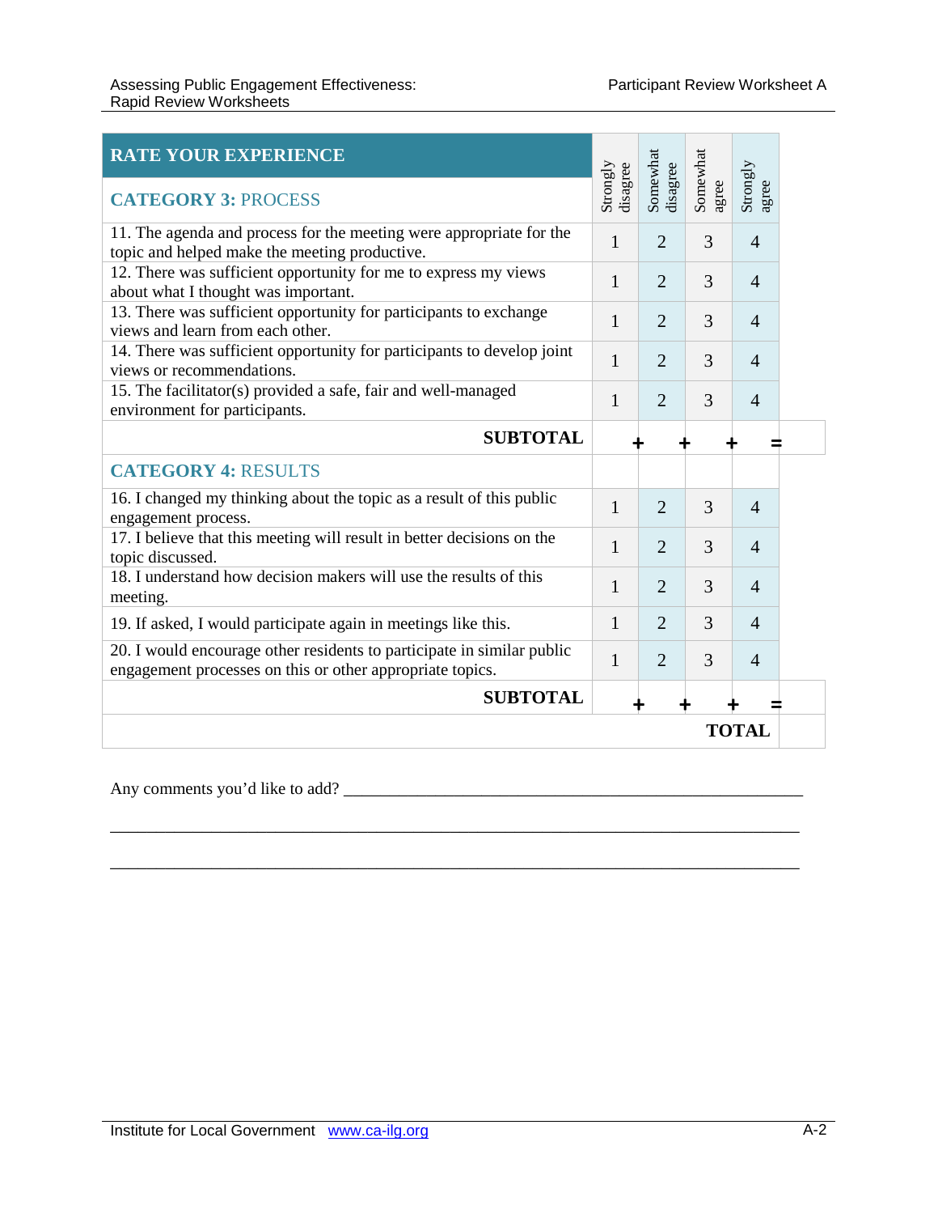| RATE YOUR EXPERIENCE | Strongly disagree | Somewhat disagree | Somewhat agree | Strongly agree | |
|---|---|---|---|---|---|
| **CATEGORY 3:** PROCESS | | | | | |
| 11. The agenda and process for the meeting were appropriate for the topic and helped make the meeting productive. | 1 | 2 | 3 | 4 | |
| 12. There was sufficient opportunity for me to express my views about what I thought was important. | 1 | 2 | 3 | 4 | |
| 13. There was sufficient opportunity for participants to exchange views and learn from each other. | 1 | 2 | 3 | 4 | |
| 14. There was sufficient opportunity for participants to develop joint views or recommendations. | 1 | 2 | 3 | 4 | |
| 15. The facilitator(s) provided a safe, fair and well-managed environment for participants. | 1 | 2 | 3 | 4 | |
| **SUBTOTAL** | + | + | + | = | |
| **CATEGORY 4:** RESULTS | | | | | |
| 16. I changed my thinking about the topic as a result of this public engagement process. | 1 | 2 | 3 | 4 | |
| 17. I believe that this meeting will result in better decisions on the topic discussed. | 1 | 2 | 3 | 4 | |
| 18. I understand how decision makers will use the results of this meeting. | 1 | 2 | 3 | 4 | |
| 19. If asked, I would participate again in meetings like this. | 1 | 2 | 3 | 4 | |
| 20. I would encourage other residents to participate in similar public engagement processes on this or other appropriate topics. | 1 | 2 | 3 | 4 | |
| **SUBTOTAL** | + | + | + | = | |
| | | | | **TOTAL** | |

Any comments you'd like to add? ___________________________________________________________

_______________________________________________________________________________

_______________________________________________________________________________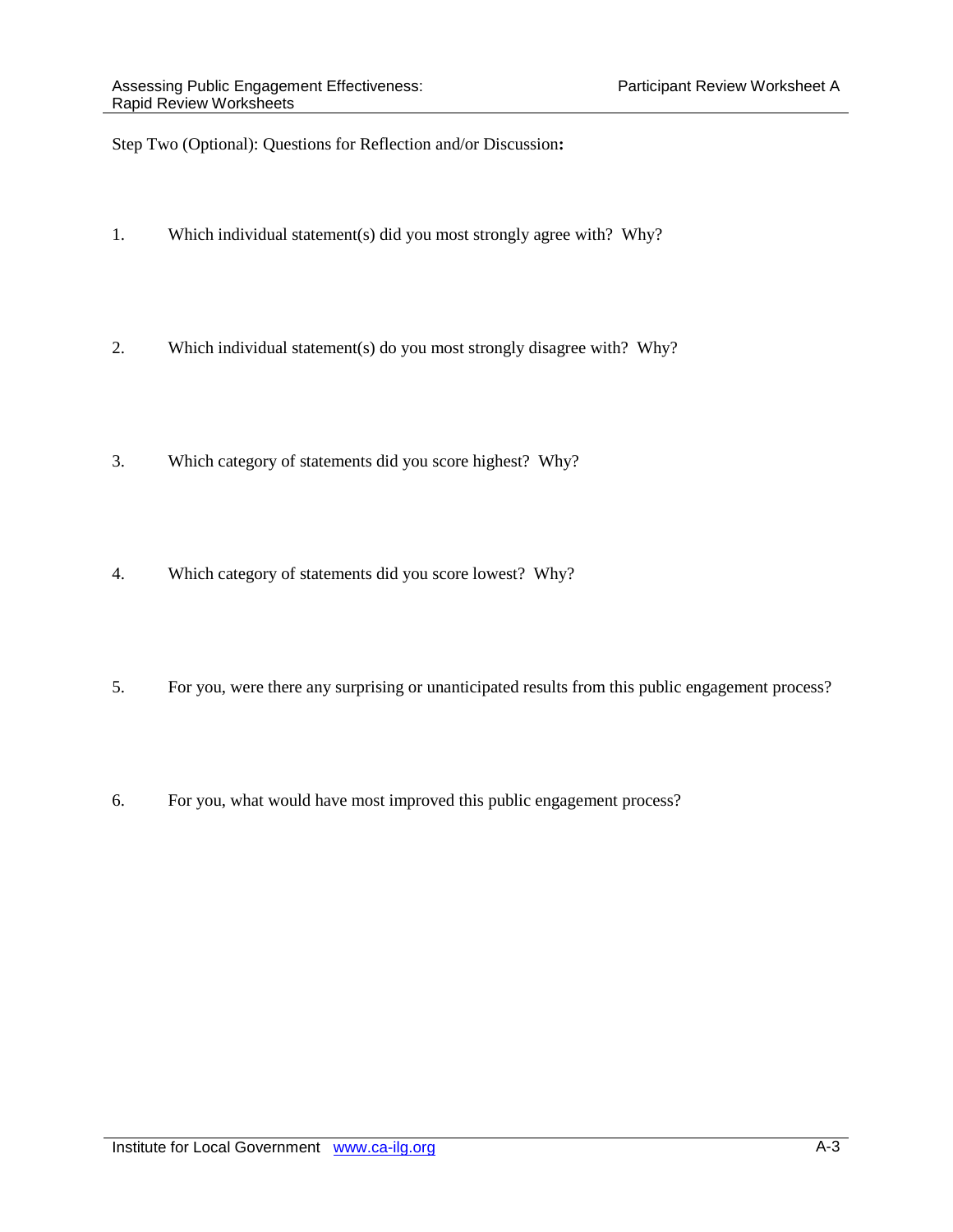Step Two (Optional): Questions for Reflection and/or Discussion**:**

1. Which individual statement(s) did you most strongly agree with? Why?

2. Which individual statement(s) do you most strongly disagree with? Why?

3. Which category of statements did you score highest? Why?

4. Which category of statements did you score lowest? Why?

5. For you, were there any surprising or unanticipated results from this public engagement process?

6. For you, what would have most improved this public engagement process?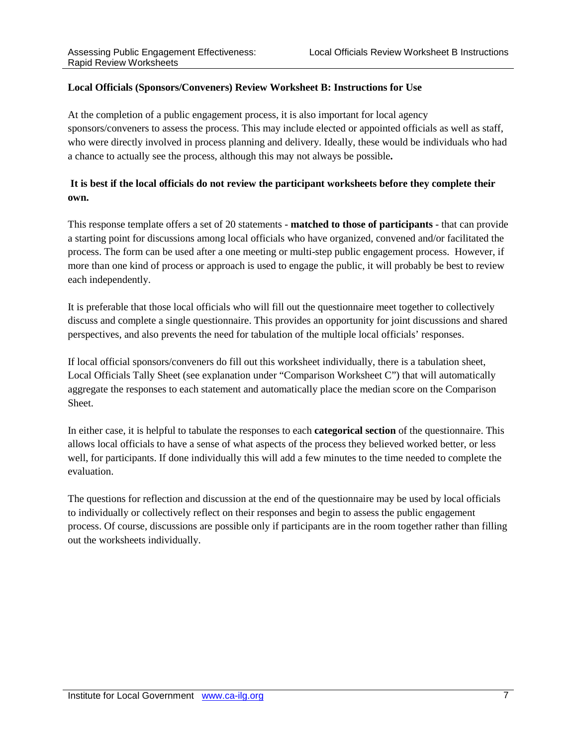## Local Officials (Sponsors/Conveners) Review Worksheet B: Instructions for Use

At the completion of a public engagement process, it is also important for local agency sponsors/conveners to assess the process. This may include elected or appointed officials as well as staff, who were directly involved in process planning and delivery. Ideally, these would be individuals who had a chance to actually see the process, although this may not always be possible**.**

**It is best if the local officials do not review the participant worksheets before they complete their own.**

This response template offers a set of 20 statements - **matched to those of participants** - that can provide a starting point for discussions among local officials who have organized, convened and/or facilitated the process. The form can be used after a one meeting or multi-step public engagement process. However, if more than one kind of process or approach is used to engage the public, it will probably be best to review each independently.

It is preferable that those local officials who will fill out the questionnaire meet together to collectively discuss and complete a single questionnaire. This provides an opportunity for joint discussions and shared perspectives, and also prevents the need for tabulation of the multiple local officials' responses.

If local official sponsors/conveners do fill out this worksheet individually, there is a tabulation sheet, Local Officials Tally Sheet (see explanation under "Comparison Worksheet C") that will automatically aggregate the responses to each statement and automatically place the median score on the Comparison Sheet.

In either case, it is helpful to tabulate the responses to each **categorical section** of the questionnaire. This allows local officials to have a sense of what aspects of the process they believed worked better, or less well, for participants. If done individually this will add a few minutes to the time needed to complete the evaluation.

The questions for reflection and discussion at the end of the questionnaire may be used by local officials to individually or collectively reflect on their responses and begin to assess the public engagement process. Of course, discussions are possible only if participants are in the room together rather than filling out the worksheets individually.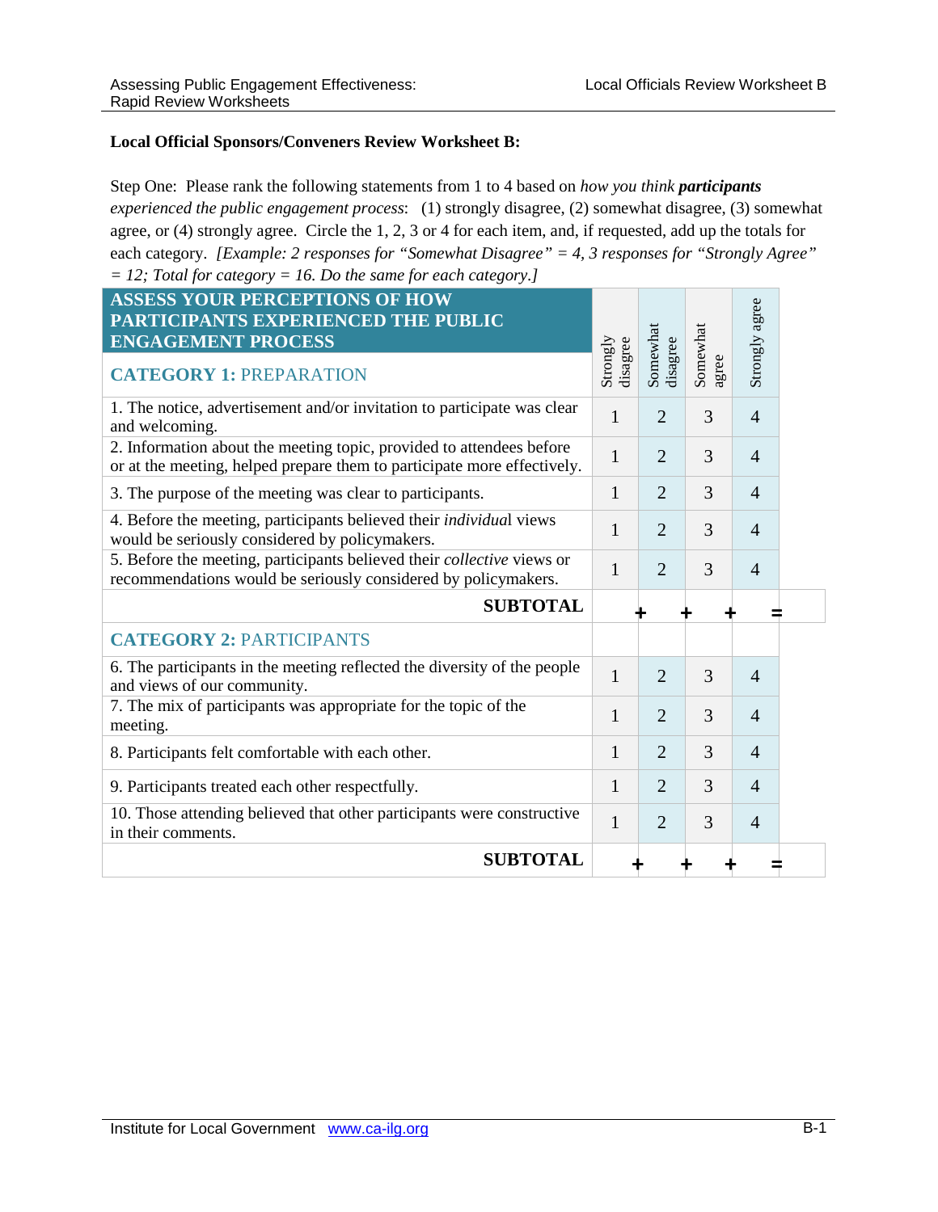**Local Official Sponsors/Conveners Review Worksheet B:**

Step One: Please rank the following statements from 1 to 4 based on *how you think **participants** experienced the public engagement process*: (1) strongly disagree, (2) somewhat disagree, (3) somewhat agree, or (4) strongly agree. Circle the 1, 2, 3 or 4 for each item, and, if requested, add up the totals for each category. *[Example: 2 responses for "Somewhat Disagree" = 4, 3 responses for "Strongly Agree" = 12; Total for category = 16. Do the same for each category.]*

| **ASSESS YOUR PERCEPTIONS OF HOW PARTICIPANTS EXPERIENCED THE PUBLIC ENGAGEMENT PROCESS** | Strongly disagree | Somewhat disagree | Somewhat agree | Strongly agree | |
|---|---|---|---|---|---|
| **CATEGORY 1:** PREPARATION | | | | | |
| 1. The notice, advertisement and/or invitation to participate was clear and welcoming. | 1 | 2 | 3 | 4 | |
| 2. Information about the meeting topic, provided to attendees before or at the meeting, helped prepare them to participate more effectively. | 1 | 2 | 3 | 4 | |
| 3. The purpose of the meeting was clear to participants. | 1 | 2 | 3 | 4 | |
| 4. Before the meeting, participants believed their *individual* views would be seriously considered by policymakers. | 1 | 2 | 3 | 4 | |
| 5. Before the meeting, participants believed their *collective* views or recommendations would be seriously considered by policymakers. | 1 | 2 | 3 | 4 | |
| **SUBTOTAL** | + | + | + | = | |
| **CATEGORY 2:** PARTICIPANTS | | | | | |
| 6. The participants in the meeting reflected the diversity of the people and views of our community. | 1 | 2 | 3 | 4 | |
| 7. The mix of participants was appropriate for the topic of the meeting. | 1 | 2 | 3 | 4 | |
| 8. Participants felt comfortable with each other. | 1 | 2 | 3 | 4 | |
| 9. Participants treated each other respectfully. | 1 | 2 | 3 | 4 | |
| 10. Those attending believed that other participants were constructive in their comments. | 1 | 2 | 3 | 4 | |
| **SUBTOTAL** | + | + | + | = | |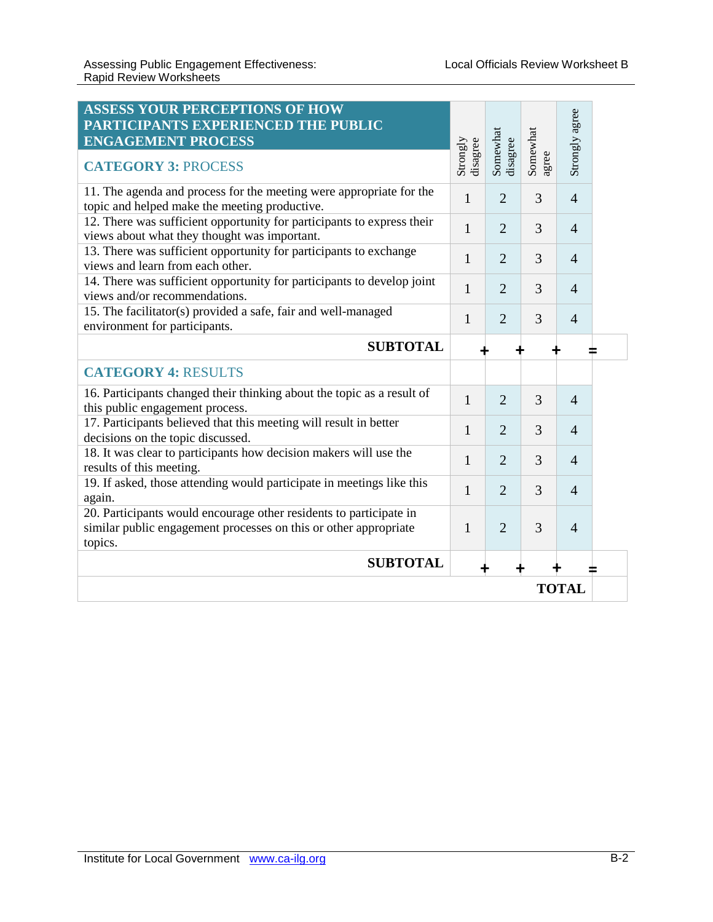| ASSESS YOUR PERCEPTIONS OF HOW PARTICIPANTS EXPERIENCED THE PUBLIC ENGAGEMENT PROCESS | Strongly disagree | Somewhat disagree | Somewhat agree | Strongly agree | |
|---|---|---|---|---|---|
| **CATEGORY 3: PROCESS** | | | | | |
| 11. The agenda and process for the meeting were appropriate for the topic and helped make the meeting productive. | 1 | 2 | 3 | 4 | |
| 12. There was sufficient opportunity for participants to express their views about what they thought was important. | 1 | 2 | 3 | 4 | |
| 13. There was sufficient opportunity for participants to exchange views and learn from each other. | 1 | 2 | 3 | 4 | |
| 14. There was sufficient opportunity for participants to develop joint views and/or recommendations. | 1 | 2 | 3 | 4 | |
| 15. The facilitator(s) provided a safe, fair and well-managed environment for participants. | 1 | 2 | 3 | 4 | |
| **SUBTOTAL** | + | + | + | = | |
| **CATEGORY 4: RESULTS** | | | | | |
| 16. Participants changed their thinking about the topic as a result of this public engagement process. | 1 | 2 | 3 | 4 | |
| 17. Participants believed that this meeting will result in better decisions on the topic discussed. | 1 | 2 | 3 | 4 | |
| 18. It was clear to participants how decision makers will use the results of this meeting. | 1 | 2 | 3 | 4 | |
| 19. If asked, those attending would participate in meetings like this again. | 1 | 2 | 3 | 4 | |
| 20. Participants would encourage other residents to participate in similar public engagement processes on this or other appropriate topics. | 1 | 2 | 3 | 4 | |
| **SUBTOTAL** | + | + | + | = | |
| | | | | **TOTAL** | |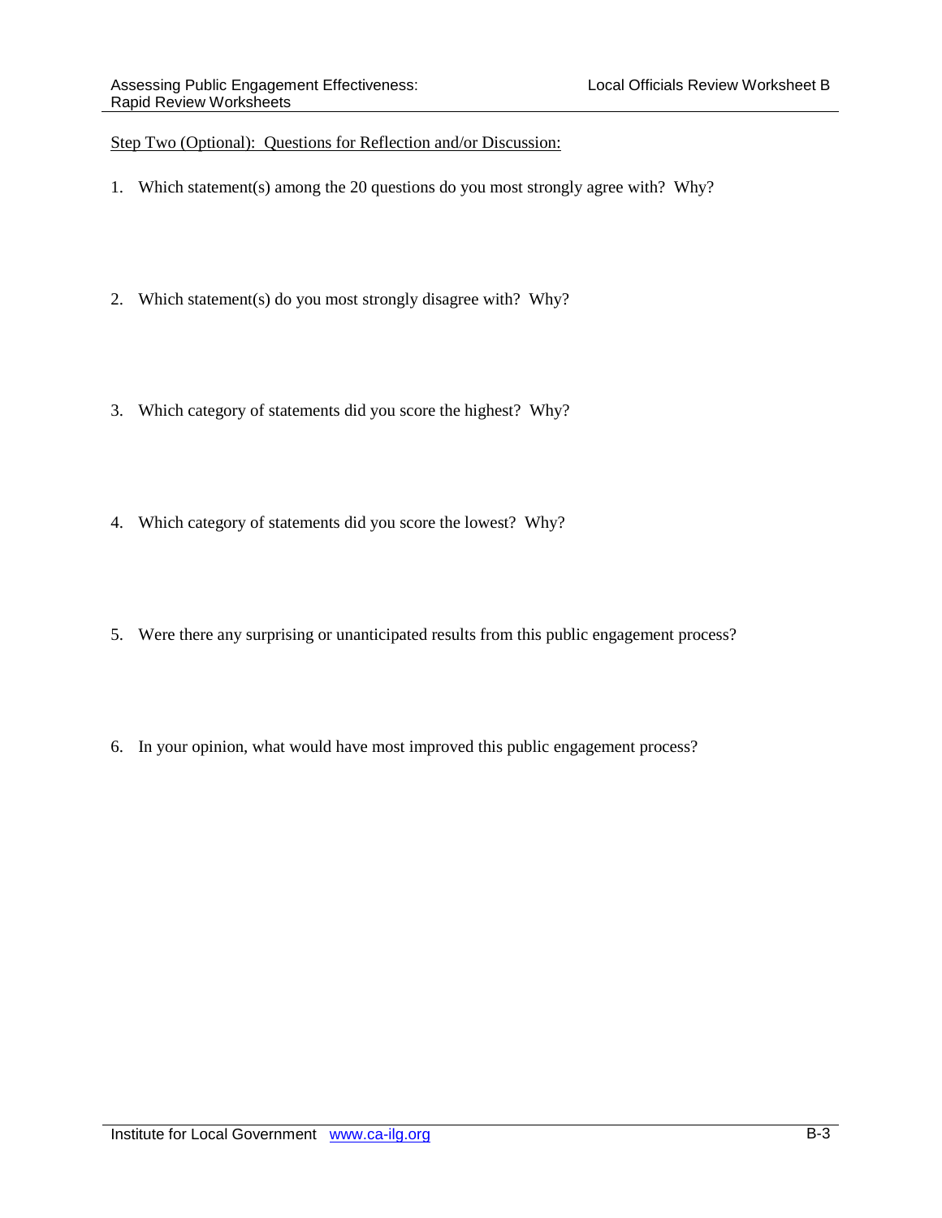Step Two (Optional): Questions for Reflection and/or Discussion:

1. Which statement(s) among the 20 questions do you most strongly agree with? Why?

2. Which statement(s) do you most strongly disagree with? Why?

3. Which category of statements did you score the highest? Why?

4. Which category of statements did you score the lowest? Why?

5. Were there any surprising or unanticipated results from this public engagement process?

6. In your opinion, what would have most improved this public engagement process?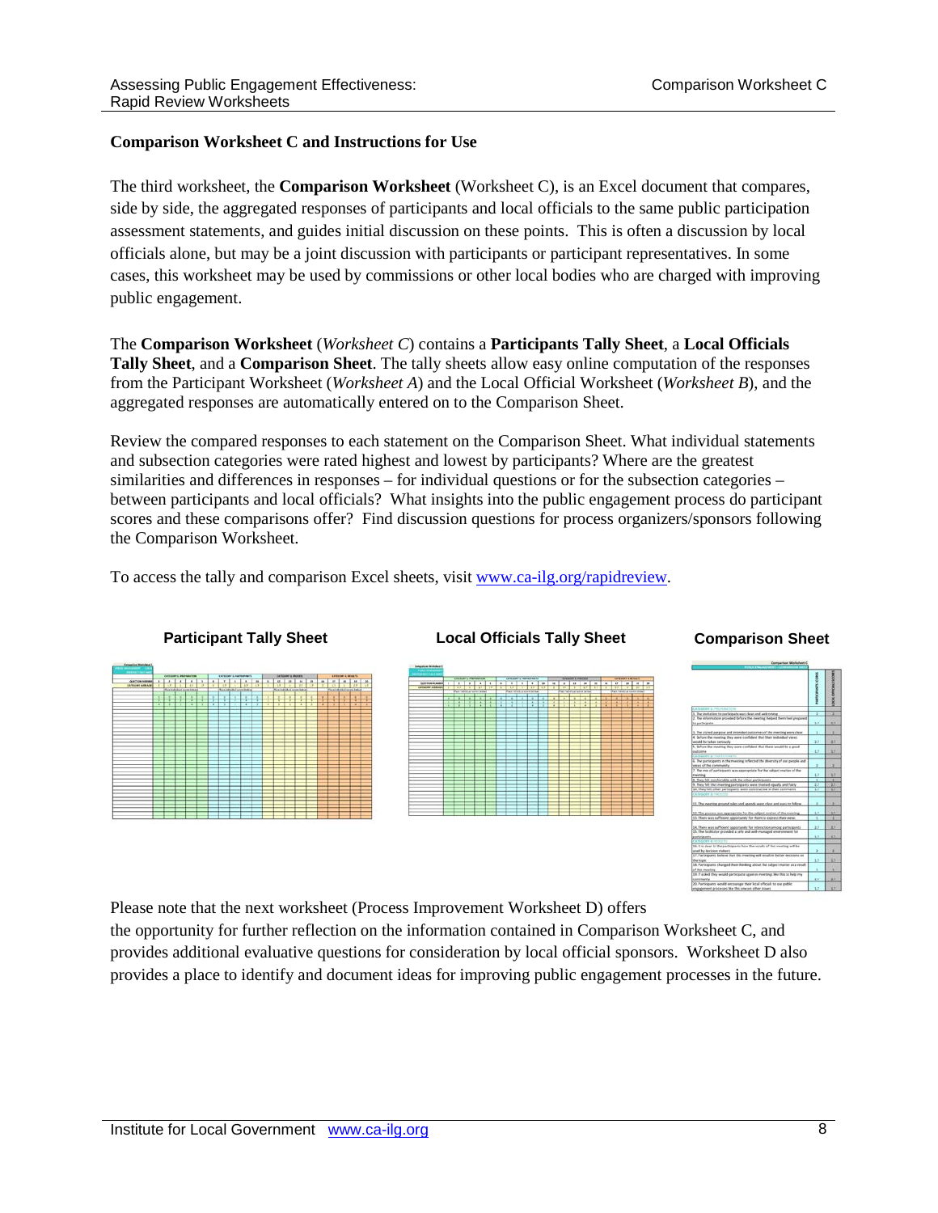**Comparison Worksheet C and Instructions for Use**

The third worksheet, the **Comparison Worksheet** (Worksheet C), is an Excel document that compares, side by side, the aggregated responses of participants and local officials to the same public participation assessment statements, and guides initial discussion on these points. This is often a discussion by local officials alone, but may be a joint discussion with participants or participant representatives. In some cases, this worksheet may be used by commissions or other local bodies who are charged with improving public engagement.

The **Comparison Worksheet** (*Worksheet C*) contains a **Participants Tally Sheet**, a **Local Officials Tally Sheet**, and a **Comparison Sheet**. The tally sheets allow easy online computation of the responses from the Participant Worksheet (*Worksheet A*) and the Local Official Worksheet (*Worksheet B*), and the aggregated responses are automatically entered on to the Comparison Sheet.

Review the compared responses to each statement on the Comparison Sheet. What individual statements and subsection categories were rated highest and lowest by participants? Where are the greatest similarities and differences in responses – for individual questions or for the subsection categories – between participants and local officials? What insights into the public engagement process do participant scores and these comparisons offer? Find discussion questions for process organizers/sponsors following the Comparison Worksheet.

To access the tally and comparison Excel sheets, visit [www.ca-ilg.org/rapidreview](www.ca-ilg.org/rapidreview).

**Participant Tally Sheet** | **Local Officials Tally Sheet** | **Comparison Sheet**

Please note that the next worksheet (Process Improvement Worksheet D) offers the opportunity for further reflection on the information contained in Comparison Worksheet C, and provides additional evaluative questions for consideration by local official sponsors. Worksheet D also provides a place to identify and document ideas for improving public engagement processes in the future.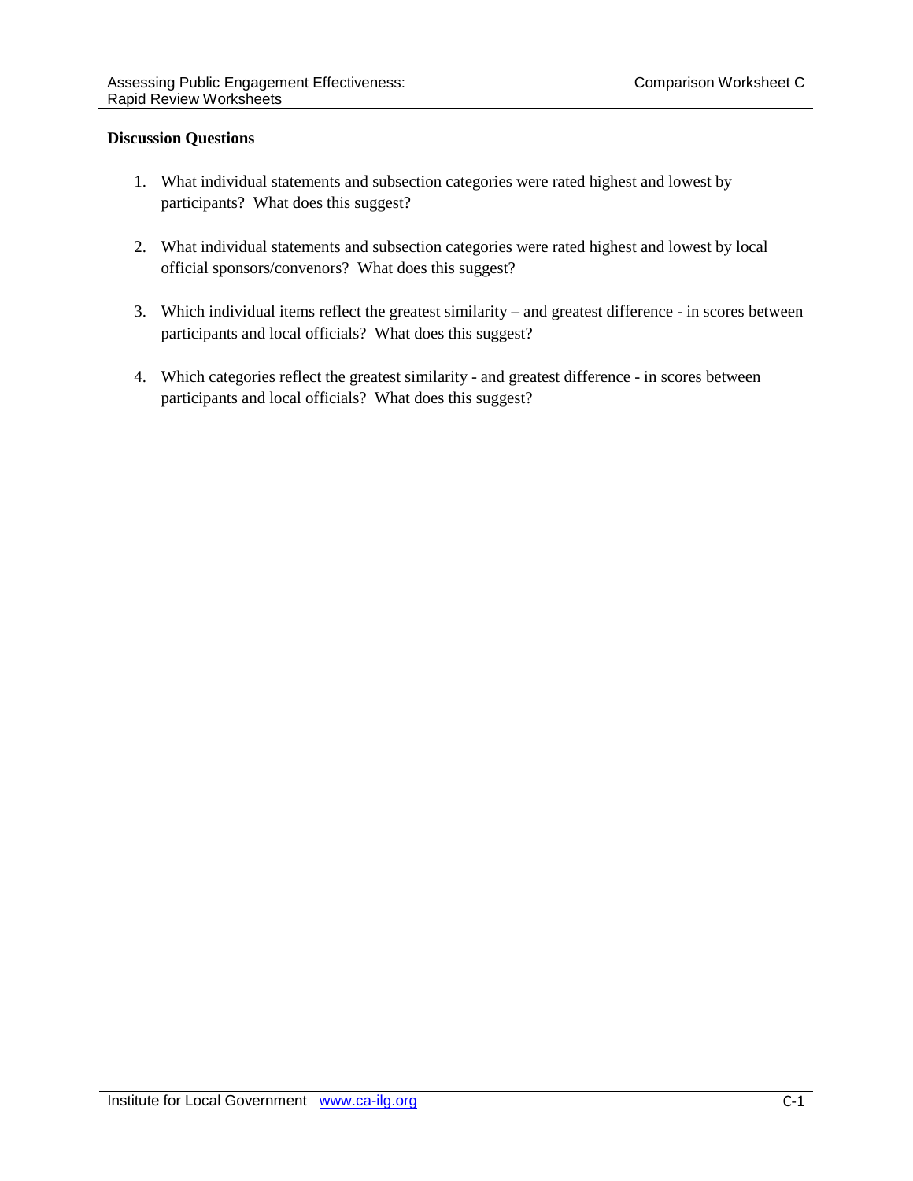**Discussion Questions**

1. What individual statements and subsection categories were rated highest and lowest by participants? What does this suggest?

2. What individual statements and subsection categories were rated highest and lowest by local official sponsors/convenors? What does this suggest?

3. Which individual items reflect the greatest similarity – and greatest difference - in scores between participants and local officials? What does this suggest?

4. Which categories reflect the greatest similarity - and greatest difference - in scores between participants and local officials? What does this suggest?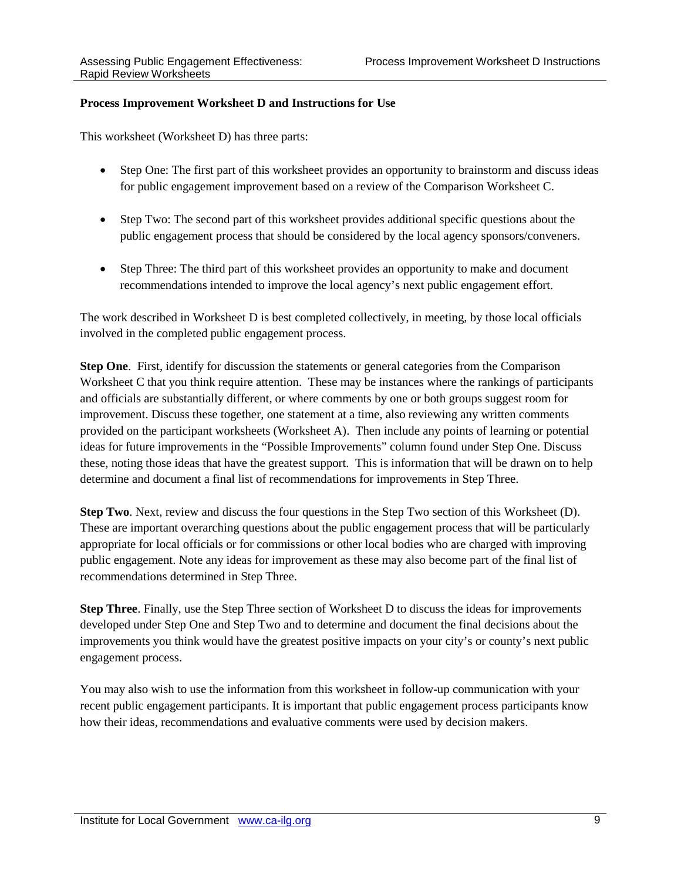**Process Improvement Worksheet D and Instructions for Use**

This worksheet (Worksheet D) has three parts:

- Step One: The first part of this worksheet provides an opportunity to brainstorm and discuss ideas for public engagement improvement based on a review of the Comparison Worksheet C.
- Step Two: The second part of this worksheet provides additional specific questions about the public engagement process that should be considered by the local agency sponsors/conveners.
- Step Three: The third part of this worksheet provides an opportunity to make and document recommendations intended to improve the local agency's next public engagement effort.

The work described in Worksheet D is best completed collectively, in meeting, by those local officials involved in the completed public engagement process.

**Step One**. First, identify for discussion the statements or general categories from the Comparison Worksheet C that you think require attention. These may be instances where the rankings of participants and officials are substantially different, or where comments by one or both groups suggest room for improvement. Discuss these together, one statement at a time, also reviewing any written comments provided on the participant worksheets (Worksheet A). Then include any points of learning or potential ideas for future improvements in the "Possible Improvements" column found under Step One. Discuss these, noting those ideas that have the greatest support. This is information that will be drawn on to help determine and document a final list of recommendations for improvements in Step Three.

**Step Two**. Next, review and discuss the four questions in the Step Two section of this Worksheet (D). These are important overarching questions about the public engagement process that will be particularly appropriate for local officials or for commissions or other local bodies who are charged with improving public engagement. Note any ideas for improvement as these may also become part of the final list of recommendations determined in Step Three.

**Step Three**. Finally, use the Step Three section of Worksheet D to discuss the ideas for improvements developed under Step One and Step Two and to determine and document the final decisions about the improvements you think would have the greatest positive impacts on your city's or county's next public engagement process.

You may also wish to use the information from this worksheet in follow-up communication with your recent public engagement participants. It is important that public engagement process participants know how their ideas, recommendations and evaluative comments were used by decision makers.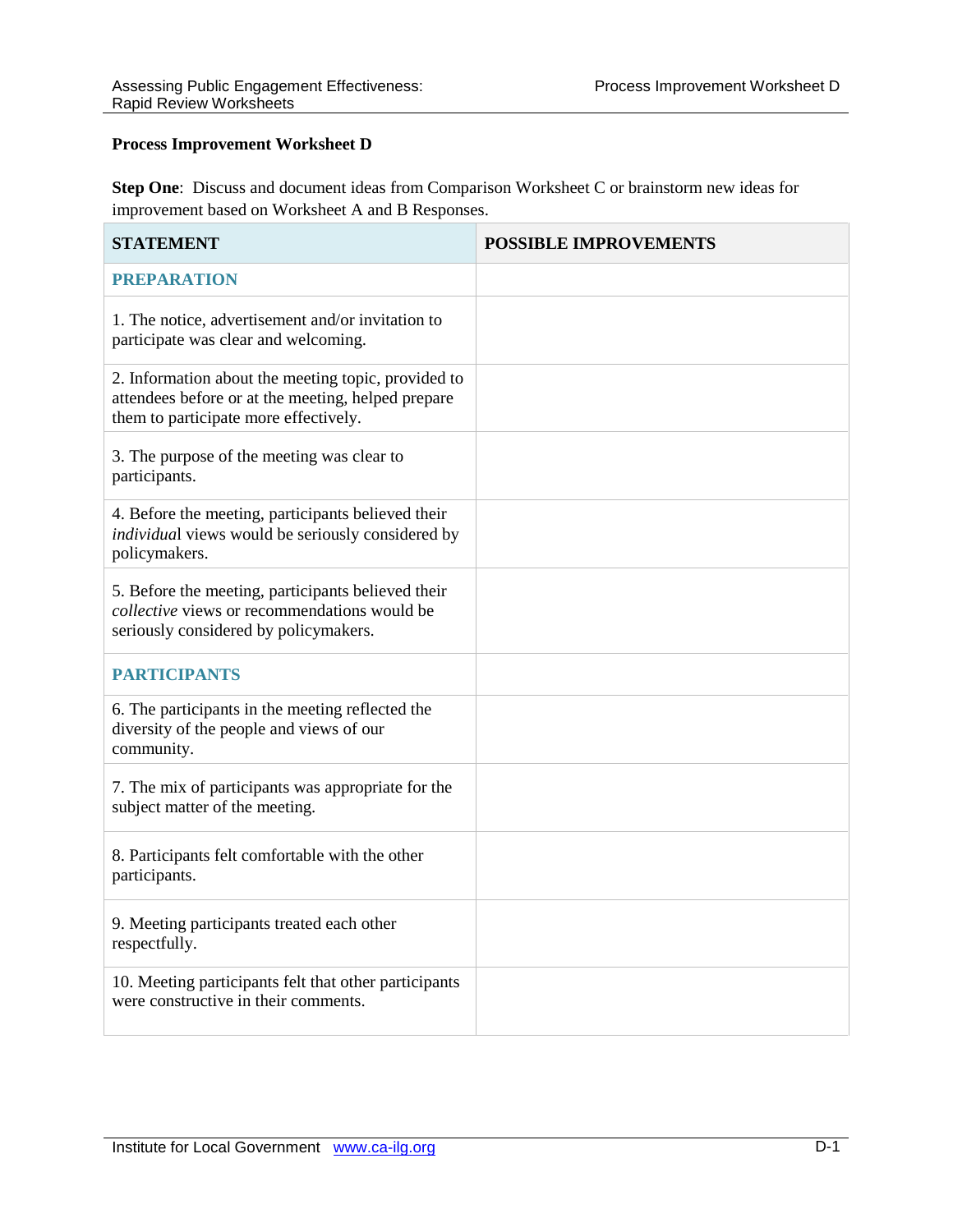**Process Improvement Worksheet D**

**Step One**: Discuss and document ideas from Comparison Worksheet C or brainstorm new ideas for improvement based on Worksheet A and B Responses.

| STATEMENT | POSSIBLE IMPROVEMENTS |
| --- | --- |
| **PREPARATION** | |
| 1. The notice, advertisement and/or invitation to participate was clear and welcoming. | |
| 2. Information about the meeting topic, provided to attendees before or at the meeting, helped prepare them to participate more effectively. | |
| 3. The purpose of the meeting was clear to participants. | |
| 4. Before the meeting, participants believed their *individual* views would be seriously considered by policymakers. | |
| 5. Before the meeting, participants believed their *collective* views or recommendations would be seriously considered by policymakers. | |
| **PARTICIPANTS** | |
| 6. The participants in the meeting reflected the diversity of the people and views of our community. | |
| 7. The mix of participants was appropriate for the subject matter of the meeting. | |
| 8. Participants felt comfortable with the other participants. | |
| 9. Meeting participants treated each other respectfully. | |
| 10. Meeting participants felt that other participants were constructive in their comments. | |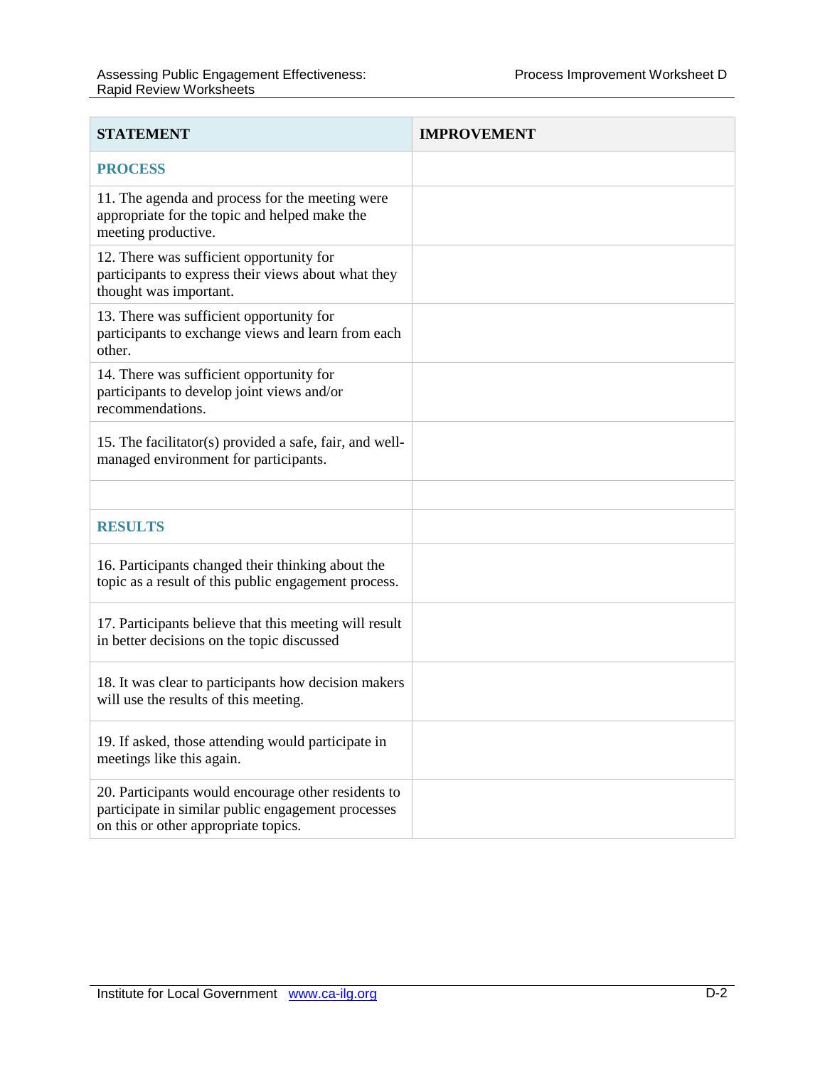| STATEMENT | IMPROVEMENT |
|---|---|
| **PROCESS** | |
| 11. The agenda and process for the meeting were appropriate for the topic and helped make the meeting productive. | |
| 12. There was sufficient opportunity for participants to express their views about what they thought was important. | |
| 13. There was sufficient opportunity for participants to exchange views and learn from each other. | |
| 14. There was sufficient opportunity for participants to develop joint views and/or recommendations. | |
| 15. The facilitator(s) provided a safe, fair, and well-managed environment for participants. | |
| | |
| **RESULTS** | |
| 16. Participants changed their thinking about the topic as a result of this public engagement process. | |
| 17. Participants believe that this meeting will result in better decisions on the topic discussed | |
| 18. It was clear to participants how decision makers will use the results of this meeting. | |
| 19. If asked, those attending would participate in meetings like this again. | |
| 20. Participants would encourage other residents to participate in similar public engagement processes on this or other appropriate topics. | |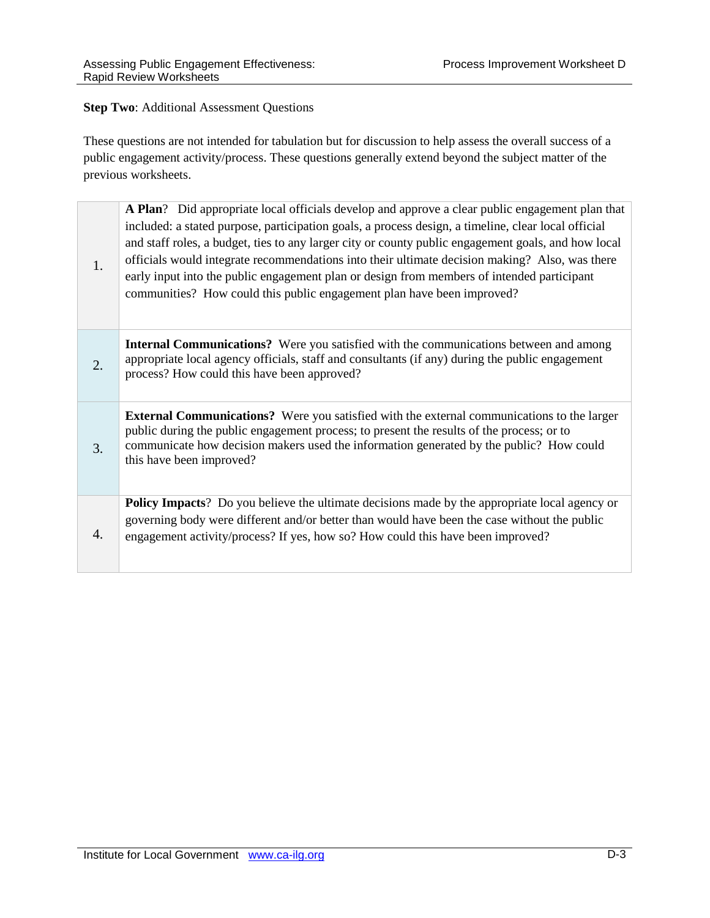**Step Two**: Additional Assessment Questions

These questions are not intended for tabulation but for discussion to help assess the overall success of a public engagement activity/process. These questions generally extend beyond the subject matter of the previous worksheets.

| | |
|---|---|
| 1. | **A Plan**? Did appropriate local officials develop and approve a clear public engagement plan that included: a stated purpose, participation goals, a process design, a timeline, clear local official and staff roles, a budget, ties to any larger city or county public engagement goals, and how local officials would integrate recommendations into their ultimate decision making? Also, was there early input into the public engagement plan or design from members of intended participant communities? How could this public engagement plan have been improved? |
| 2. | **Internal Communications?** Were you satisfied with the communications between and among appropriate local agency officials, staff and consultants (if any) during the public engagement process? How could this have been approved? |
| 3. | **External Communications?** Were you satisfied with the external communications to the larger public during the public engagement process; to present the results of the process; or to communicate how decision makers used the information generated by the public? How could this have been improved? |
| 4. | **Policy Impacts**? Do you believe the ultimate decisions made by the appropriate local agency or governing body were different and/or better than would have been the case without the public engagement activity/process? If yes, how so? How could this have been improved? |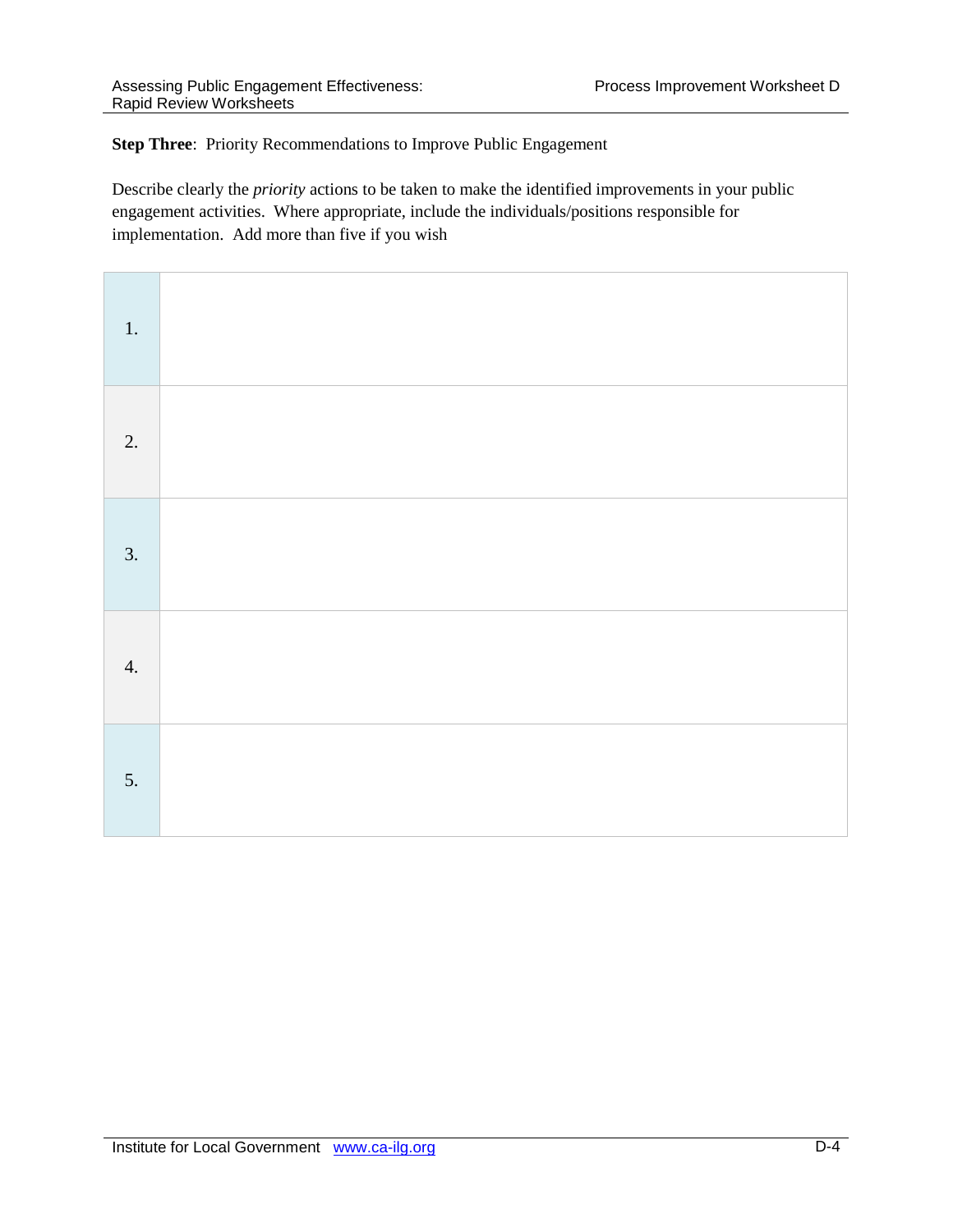**Step Three**: Priority Recommendations to Improve Public Engagement

Describe clearly the *priority* actions to be taken to make the identified improvements in your public engagement activities. Where appropriate, include the individuals/positions responsible for implementation. Add more than five if you wish

| | |
|---|---|
| 1. | |
| 2. | |
| 3. | |
| 4. | |
| 5. | |